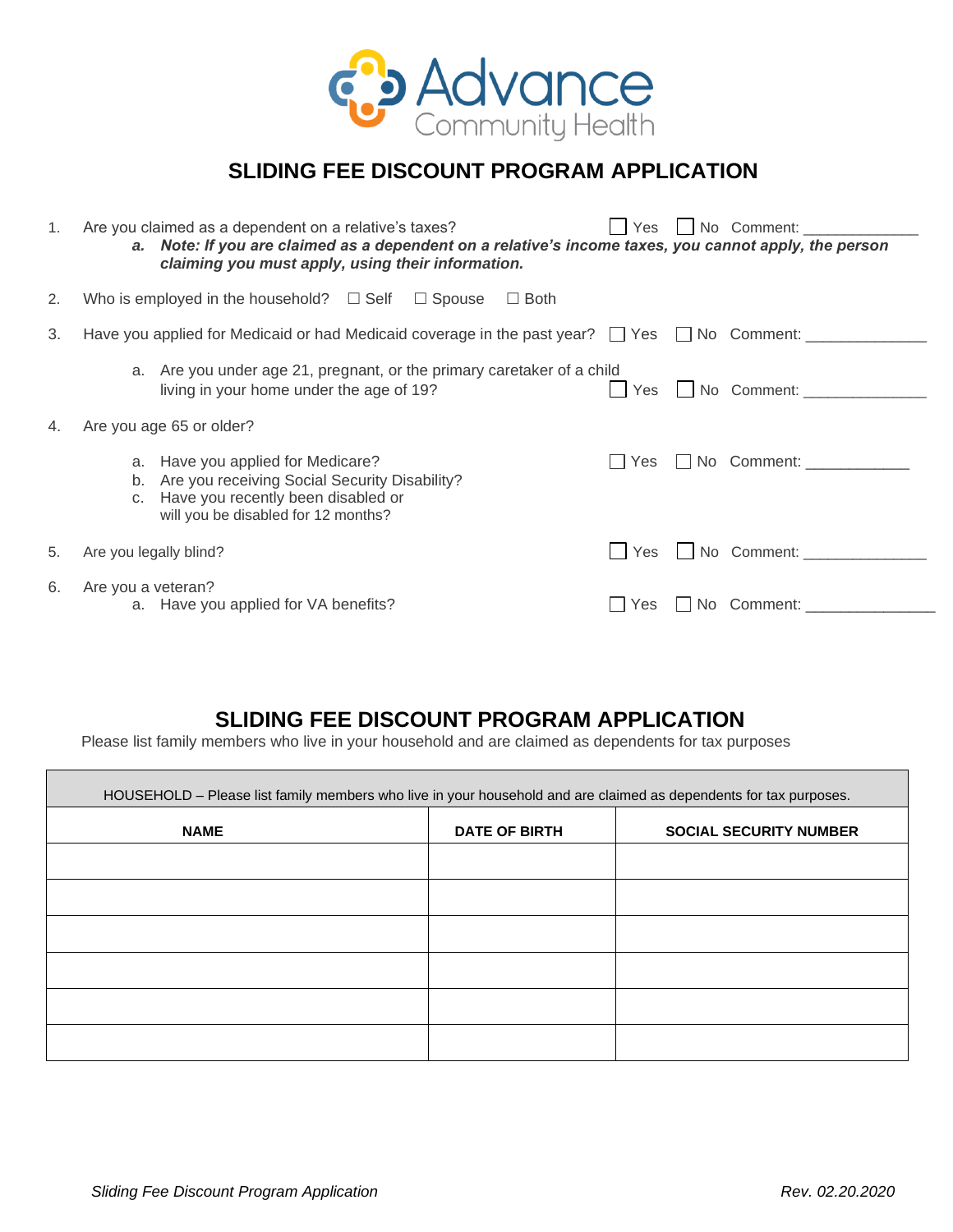Advance Community Health

# SLIDING FEE DISCOUNT PROGRAM APPLICATION

1. Are you claimed as a dependent on a relative's taxes? ☐ Yes ☐ No Comment: _____________
   a. ***Note: If you are claimed as a dependent on a relative's income taxes, you cannot apply, the person claiming you must apply, using their information.***
2. Who is employed in the household? ☐ Self ☐ Spouse ☐ Both
3. Have you applied for Medicaid or had Medicaid coverage in the past year? ☐ Yes ☐ No Comment: _____________
   a. Are you under age 21, pregnant, or the primary caretaker of a child living in your home under the age of 19? ☐ Yes ☐ No Comment: ______________
4. Are you age 65 or older?
   a. Have you applied for Medicare? ☐ Yes ☐ No Comment: ___________
   b. Are you receiving Social Security Disability?
   c. Have you recently been disabled or will you be disabled for 12 months?
5. Are you legally blind? ☐ Yes ☐ No Comment: ______________
6. Are you a veteran?
   a. Have you applied for VA benefits? ☐ Yes ☐ No Comment: ______________

# SLIDING FEE DISCOUNT PROGRAM APPLICATION

Please list family members who live in your household and are claimed as dependents for tax purposes

| HOUSEHOLD – Please list family members who live in your household and are claimed as dependents for tax purposes. | | |
|---|---|---|
| **NAME** | **DATE OF BIRTH** | **SOCIAL SECURITY NUMBER** |
| | | |
| | | |
| | | |
| | | |
| | | |
| | | |

*Sliding Fee Discount Program Application* *Rev. 02.20.2020*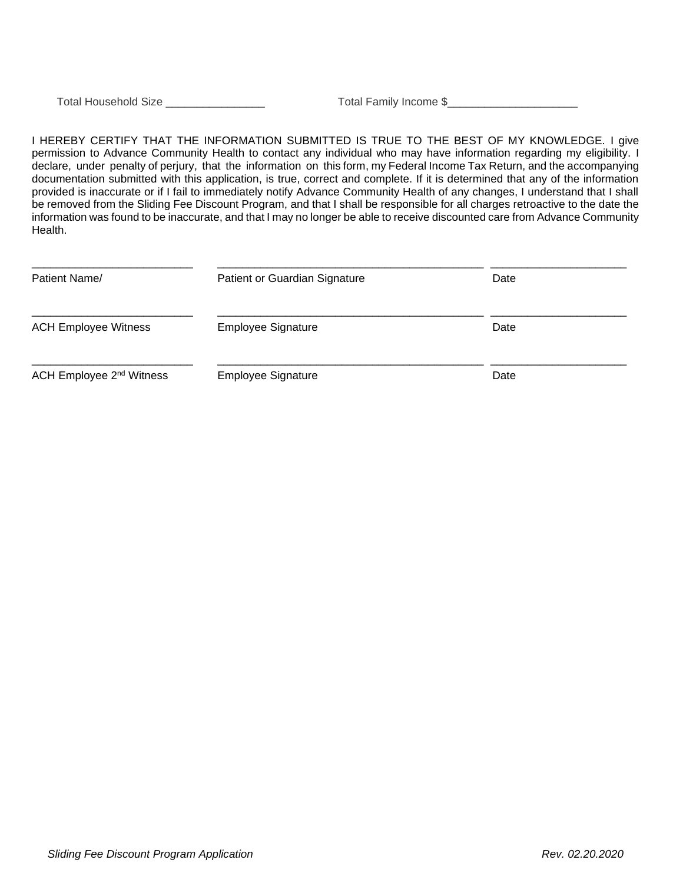Total Household Size ________________ Total Family Income $_____________________

I HEREBY CERTIFY THAT THE INFORMATION SUBMITTED IS TRUE TO THE BEST OF MY KNOWLEDGE. I give permission to Advance Community Health to contact any individual who may have information regarding my eligibility. I declare, under penalty of perjury, that the information on this form, my Federal Income Tax Return, and the accompanying documentation submitted with this application, is true, correct and complete. If it is determined that any of the information provided is inaccurate or if I fail to immediately notify Advance Community Health of any changes, I understand that I shall be removed from the Sliding Fee Discount Program, and that I shall be responsible for all charges retroactive to the date the information was found to be inaccurate, and that I may no longer be able to receive discounted care from Advance Community Health.

| | | |
|---|---|---|
| ___________________________ | ____________________________________________ | ______________________ |
| Patient Name/ | Patient or Guardian Signature | Date |
| ___________________________ | ____________________________________________ | ______________________ |
| ACH Employee Witness | Employee Signature | Date |
| ___________________________ | ____________________________________________ | ______________________ |
| ACH Employee 2nd Witness | Employee Signature | Date |

*Sliding Fee Discount Program Application* *Rev. 02.20.2020*